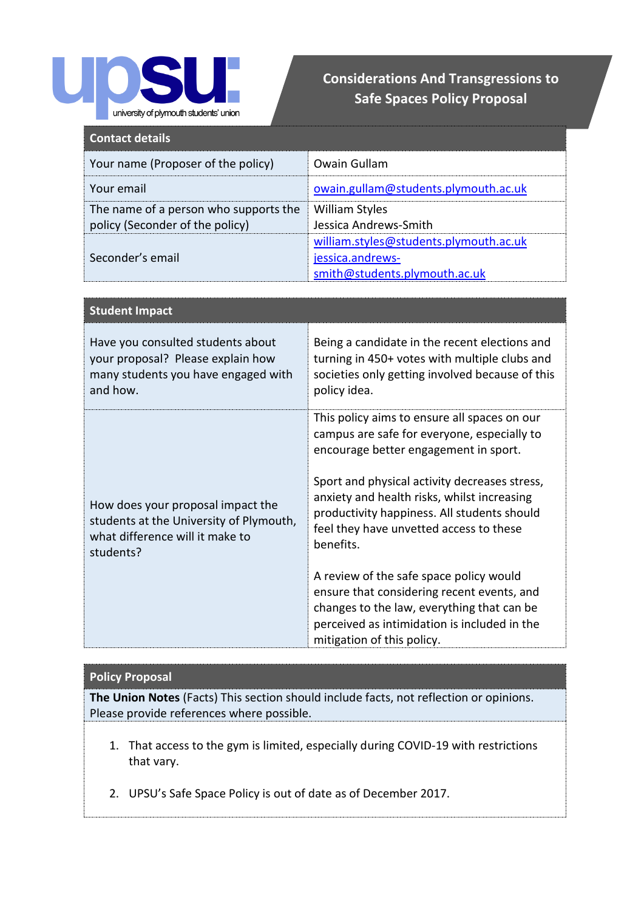upsu: university of plymouth students' union

# Considerations And Transgressions to Safe Spaces Policy Proposal

| Contact details | |
|---|---|
| Your name (Proposer of the policy) | Owain Gullam |
| Your email | owain.gullam@students.plymouth.ac.uk |
| The name of a person who supports the policy (Seconder of the policy) | William Styles<br>Jessica Andrews-Smith |
| Seconder's email | william.styles@students.plymouth.ac.uk<br>jessica.andrews-smith@students.plymouth.ac.uk |

| Student Impact | |
|---|---|
| Have you consulted students about your proposal? Please explain how many students you have engaged with and how. | Being a candidate in the recent elections and turning in 450+ votes with multiple clubs and societies only getting involved because of this policy idea. |
| How does your proposal impact the students at the University of Plymouth, what difference will it make to students? | This policy aims to ensure all spaces on our campus are safe for everyone, especially to encourage better engagement in sport.<br><br>Sport and physical activity decreases stress, anxiety and health risks, whilst increasing productivity happiness. All students should feel they have unvetted access to these benefits.<br><br>A review of the safe space policy would ensure that considering recent events, and changes to the law, everything that can be perceived as intimidation is included in the mitigation of this policy. |

## Policy Proposal

**The Union Notes** (Facts) This section should include facts, not reflection or opinions. Please provide references where possible.

1. That access to the gym is limited, especially during COVID-19 with restrictions that vary.
2. UPSU's Safe Space Policy is out of date as of December 2017.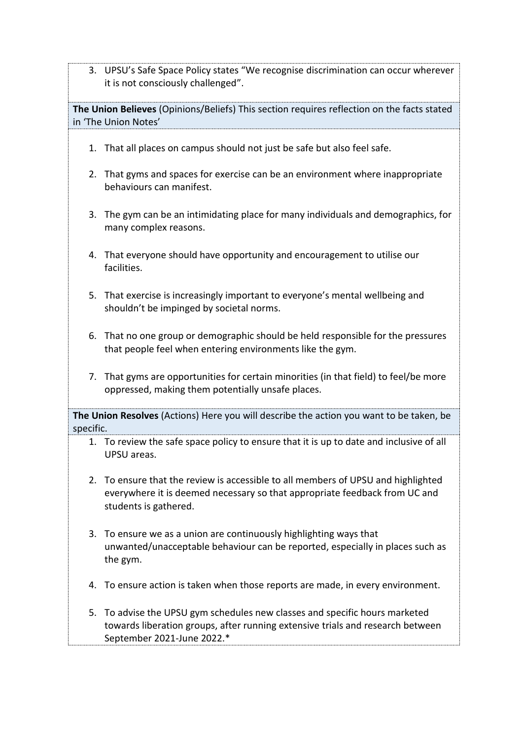3. UPSU's Safe Space Policy states "We recognise discrimination can occur wherever it is not consciously challenged".

**The Union Believes** (Opinions/Beliefs) This section requires reflection on the facts stated in 'The Union Notes'

1. That all places on campus should not just be safe but also feel safe.
2. That gyms and spaces for exercise can be an environment where inappropriate behaviours can manifest.
3. The gym can be an intimidating place for many individuals and demographics, for many complex reasons.
4. That everyone should have opportunity and encouragement to utilise our facilities.
5. That exercise is increasingly important to everyone's mental wellbeing and shouldn't be impinged by societal norms.
6. That no one group or demographic should be held responsible for the pressures that people feel when entering environments like the gym.
7. That gyms are opportunities for certain minorities (in that field) to feel/be more oppressed, making them potentially unsafe places.

**The Union Resolves** (Actions) Here you will describe the action you want to be taken, be specific.

1. To review the safe space policy to ensure that it is up to date and inclusive of all UPSU areas.
2. To ensure that the review is accessible to all members of UPSU and highlighted everywhere it is deemed necessary so that appropriate feedback from UC and students is gathered.
3. To ensure we as a union are continuously highlighting ways that unwanted/unacceptable behaviour can be reported, especially in places such as the gym.
4. To ensure action is taken when those reports are made, in every environment.
5. To advise the UPSU gym schedules new classes and specific hours marketed towards liberation groups, after running extensive trials and research between September 2021-June 2022.*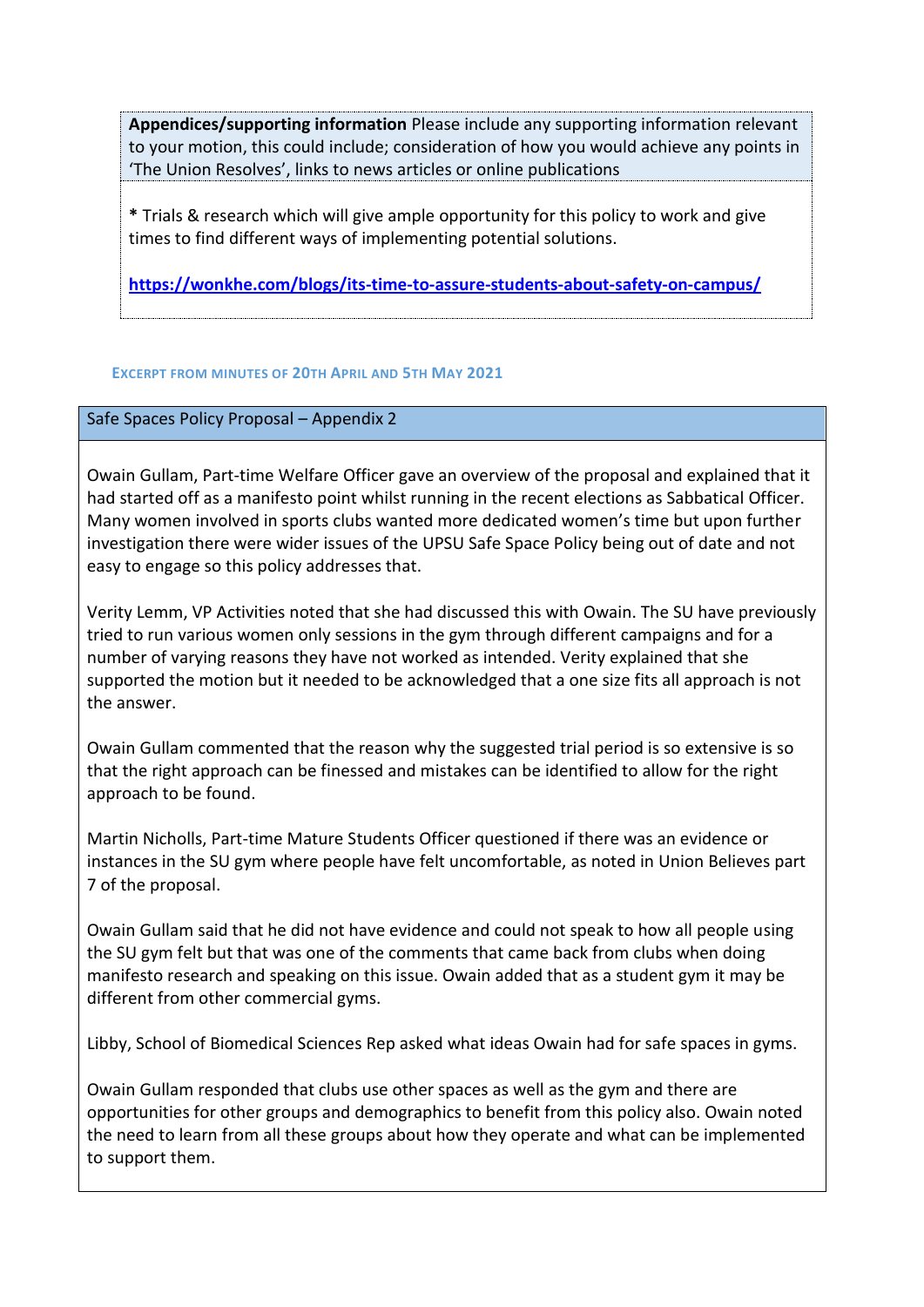**Appendices/supporting information** Please include any supporting information relevant to your motion, this could include; consideration of how you would achieve any points in 'The Union Resolves', links to news articles or online publications

* Trials & research which will give ample opportunity for this policy to work and give times to find different ways of implementing potential solutions.

https://wonkhe.com/blogs/its-time-to-assure-students-about-safety-on-campus/

### Excerpt from minutes of 20th April and 5th May 2021

#### Safe Spaces Policy Proposal – Appendix 2

Owain Gullam, Part-time Welfare Officer gave an overview of the proposal and explained that it had started off as a manifesto point whilst running in the recent elections as Sabbatical Officer. Many women involved in sports clubs wanted more dedicated women's time but upon further investigation there were wider issues of the UPSU Safe Space Policy being out of date and not easy to engage so this policy addresses that.

Verity Lemm, VP Activities noted that she had discussed this with Owain. The SU have previously tried to run various women only sessions in the gym through different campaigns and for a number of varying reasons they have not worked as intended. Verity explained that she supported the motion but it needed to be acknowledged that a one size fits all approach is not the answer.

Owain Gullam commented that the reason why the suggested trial period is so extensive is so that the right approach can be finessed and mistakes can be identified to allow for the right approach to be found.

Martin Nicholls, Part-time Mature Students Officer questioned if there was an evidence or instances in the SU gym where people have felt uncomfortable, as noted in Union Believes part 7 of the proposal.

Owain Gullam said that he did not have evidence and could not speak to how all people using the SU gym felt but that was one of the comments that came back from clubs when doing manifesto research and speaking on this issue. Owain added that as a student gym it may be different from other commercial gyms.

Libby, School of Biomedical Sciences Rep asked what ideas Owain had for safe spaces in gyms.

Owain Gullam responded that clubs use other spaces as well as the gym and there are opportunities for other groups and demographics to benefit from this policy also. Owain noted the need to learn from all these groups about how they operate and what can be implemented to support them.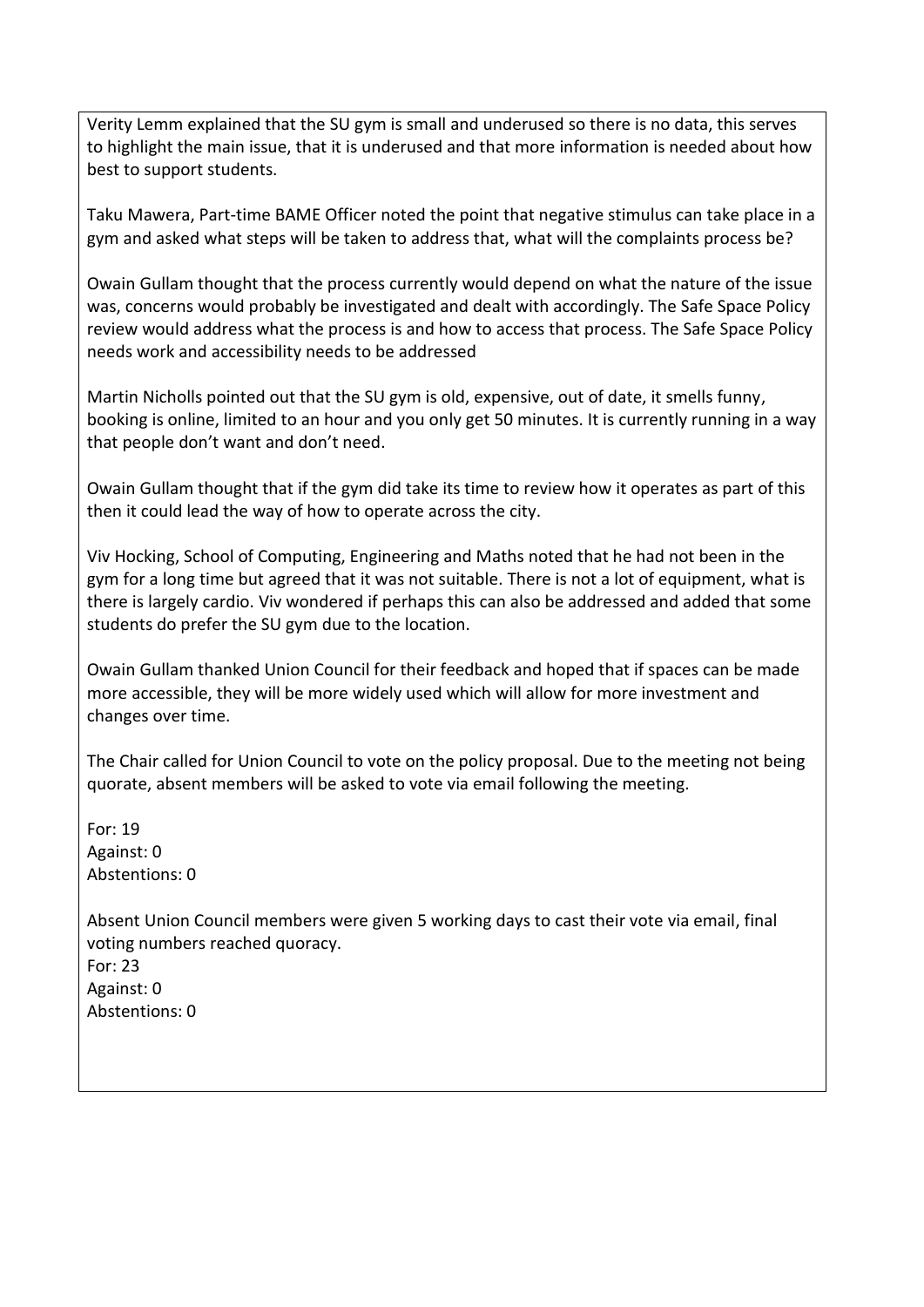Verity Lemm explained that the SU gym is small and underused so there is no data, this serves to highlight the main issue, that it is underused and that more information is needed about how best to support students.

Taku Mawera, Part-time BAME Officer noted the point that negative stimulus can take place in a gym and asked what steps will be taken to address that, what will the complaints process be?

Owain Gullam thought that the process currently would depend on what the nature of the issue was, concerns would probably be investigated and dealt with accordingly. The Safe Space Policy review would address what the process is and how to access that process. The Safe Space Policy needs work and accessibility needs to be addressed

Martin Nicholls pointed out that the SU gym is old, expensive, out of date, it smells funny, booking is online, limited to an hour and you only get 50 minutes. It is currently running in a way that people don't want and don't need.

Owain Gullam thought that if the gym did take its time to review how it operates as part of this then it could lead the way of how to operate across the city.

Viv Hocking, School of Computing, Engineering and Maths noted that he had not been in the gym for a long time but agreed that it was not suitable. There is not a lot of equipment, what is there is largely cardio. Viv wondered if perhaps this can also be addressed and added that some students do prefer the SU gym due to the location.

Owain Gullam thanked Union Council for their feedback and hoped that if spaces can be made more accessible, they will be more widely used which will allow for more investment and changes over time.

The Chair called for Union Council to vote on the policy proposal. Due to the meeting not being quorate, absent members will be asked to vote via email following the meeting.

For: 19
Against: 0
Abstentions: 0

Absent Union Council members were given 5 working days to cast their vote via email, final voting numbers reached quoracy.
For: 23
Against: 0
Abstentions: 0